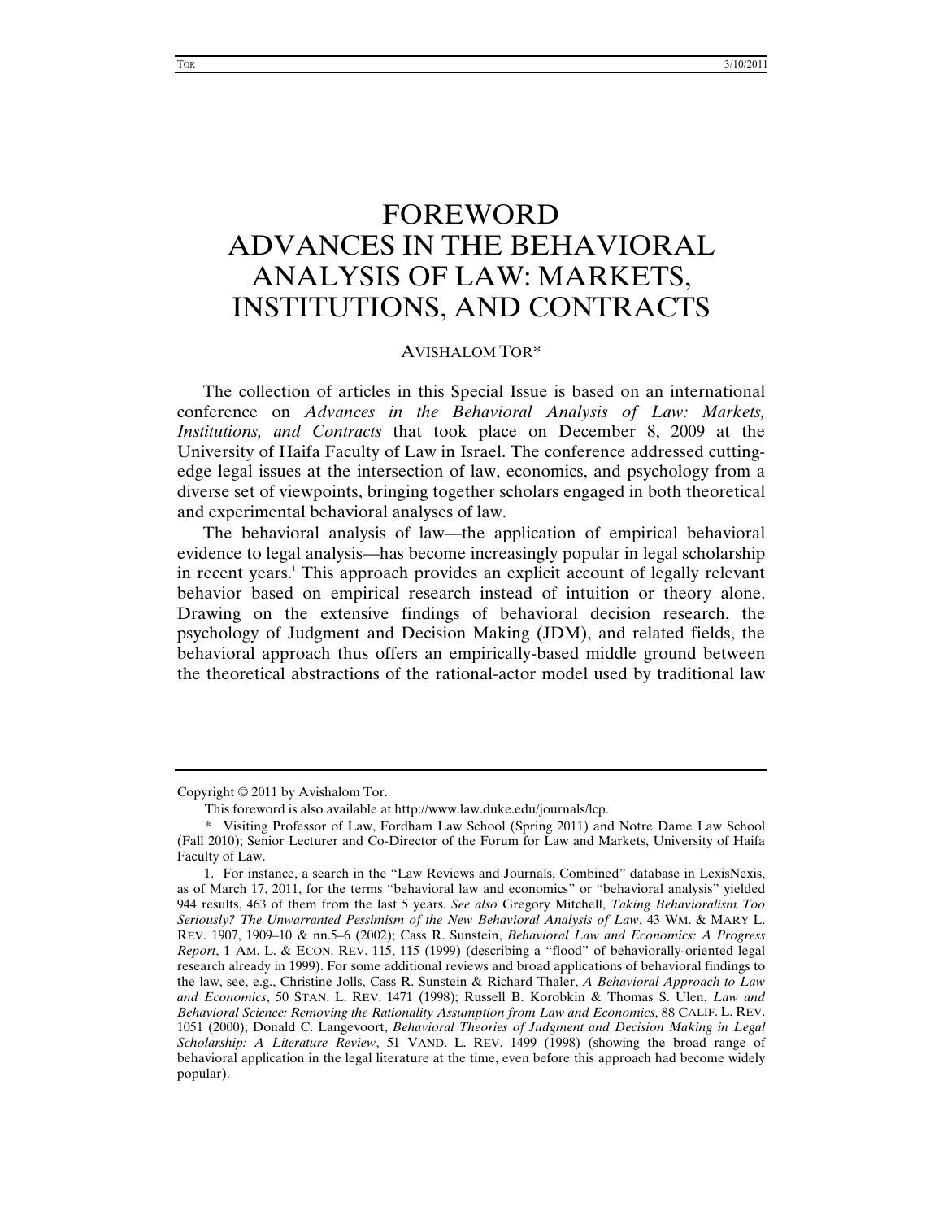# FOREWORD
# ADVANCES IN THE BEHAVIORAL ANALYSIS OF LAW: MARKETS, INSTITUTIONS, AND CONTRACTS

AVISHALOM TOR*

The collection of articles in this Special Issue is based on an international conference on *Advances in the Behavioral Analysis of Law: Markets, Institutions, and Contracts* that took place on December 8, 2009 at the University of Haifa Faculty of Law in Israel. The conference addressed cutting-edge legal issues at the intersection of law, economics, and psychology from a diverse set of viewpoints, bringing together scholars engaged in both theoretical and experimental behavioral analyses of law.

The behavioral analysis of law—the application of empirical behavioral evidence to legal analysis—has become increasingly popular in legal scholarship in recent years.[1] This approach provides an explicit account of legally relevant behavior based on empirical research instead of intuition or theory alone. Drawing on the extensive findings of behavioral decision research, the psychology of Judgment and Decision Making (JDM), and related fields, the behavioral approach thus offers an empirically-based middle ground between the theoretical abstractions of the rational-actor model used by traditional law

---

Copyright © 2011 by Avishalom Tor.

This foreword is also available at http://www.law.duke.edu/journals/lcp.

\* Visiting Professor of Law, Fordham Law School (Spring 2011) and Notre Dame Law School (Fall 2010); Senior Lecturer and Co-Director of the Forum for Law and Markets, University of Haifa Faculty of Law.

1. For instance, a search in the "Law Reviews and Journals, Combined" database in LexisNexis, as of March 17, 2011, for the terms "behavioral law and economics" or "behavioral analysis" yielded 944 results, 463 of them from the last 5 years. *See also* Gregory Mitchell, *Taking Behavioralism Too Seriously? The Unwarranted Pessimism of the New Behavioral Analysis of Law*, 43 WM. & MARY L. REV. 1907, 1909–10 & nn.5–6 (2002); Cass R. Sunstein, *Behavioral Law and Economics: A Progress Report*, 1 AM. L. & ECON. REV. 115, 115 (1999) (describing a "flood" of behaviorally-oriented legal research already in 1999). For some additional reviews and broad applications of behavioral findings to the law, see, e.g., Christine Jolls, Cass R. Sunstein & Richard Thaler, *A Behavioral Approach to Law and Economics*, 50 STAN. L. REV. 1471 (1998); Russell B. Korobkin & Thomas S. Ulen, *Law and Behavioral Science: Removing the Rationality Assumption from Law and Economics*, 88 CALIF. L. REV. 1051 (2000); Donald C. Langevoort, *Behavioral Theories of Judgment and Decision Making in Legal Scholarship: A Literature Review*, 51 VAND. L. REV. 1499 (1998) (showing the broad range of behavioral application in the legal literature at the time, even before this approach had become widely popular).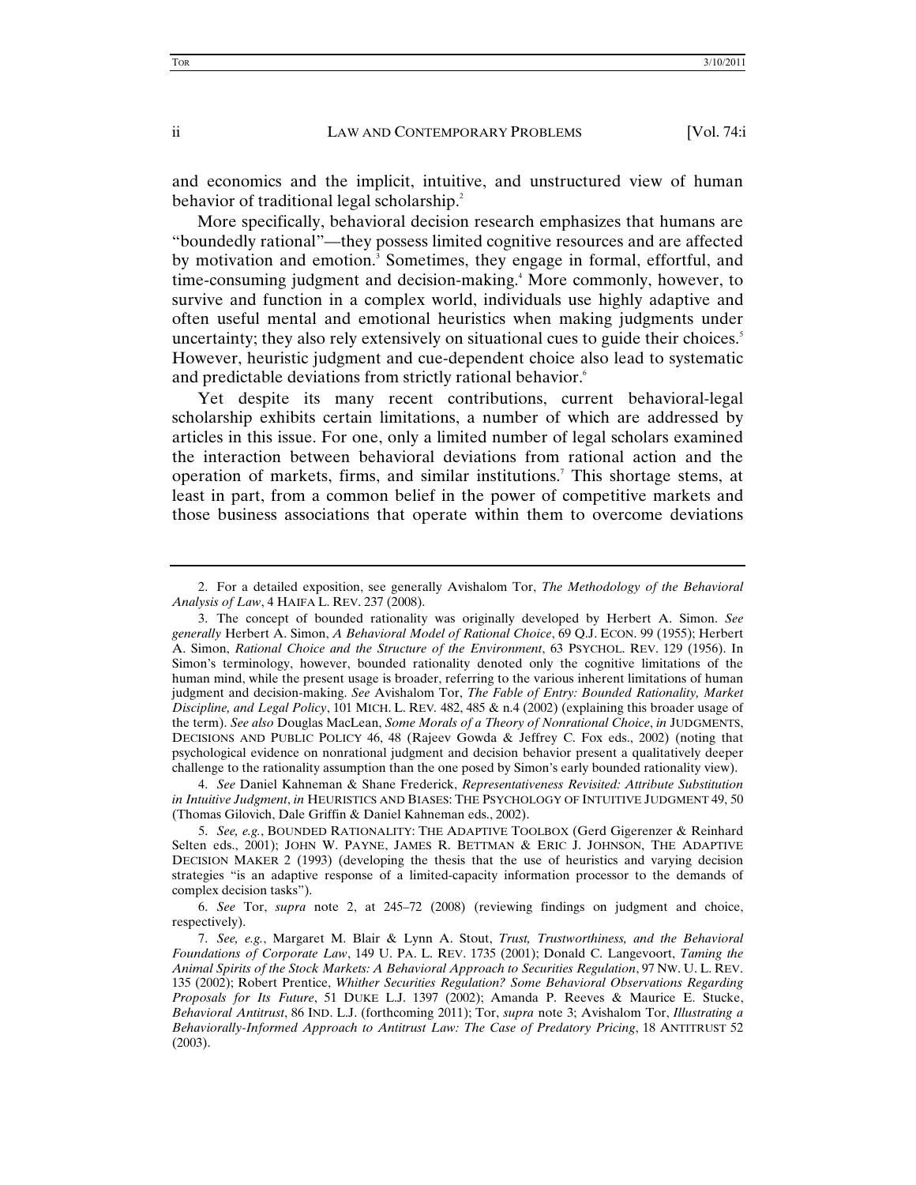and economics and the implicit, intuitive, and unstructured view of human behavior of traditional legal scholarship.[2]

More specifically, behavioral decision research emphasizes that humans are "boundedly rational"—they possess limited cognitive resources and are affected by motivation and emotion.[3] Sometimes, they engage in formal, effortful, and time-consuming judgment and decision-making.[4] More commonly, however, to survive and function in a complex world, individuals use highly adaptive and often useful mental and emotional heuristics when making judgments under uncertainty; they also rely extensively on situational cues to guide their choices.[5] However, heuristic judgment and cue-dependent choice also lead to systematic and predictable deviations from strictly rational behavior.[6]

Yet despite its many recent contributions, current behavioral-legal scholarship exhibits certain limitations, a number of which are addressed by articles in this issue. For one, only a limited number of legal scholars examined the interaction between behavioral deviations from rational action and the operation of markets, firms, and similar institutions.[7] This shortage stems, at least in part, from a common belief in the power of competitive markets and those business associations that operate within them to overcome deviations

---

2. For a detailed exposition, see generally Avishalom Tor, *The Methodology of the Behavioral Analysis of Law*, 4 HAIFA L. REV. 237 (2008).

3. The concept of bounded rationality was originally developed by Herbert A. Simon. *See generally* Herbert A. Simon, *A Behavioral Model of Rational Choice*, 69 Q.J. ECON. 99 (1955); Herbert A. Simon, *Rational Choice and the Structure of the Environment*, 63 PSYCHOL. REV. 129 (1956). In Simon's terminology, however, bounded rationality denoted only the cognitive limitations of the human mind, while the present usage is broader, referring to the various inherent limitations of human judgment and decision-making. *See* Avishalom Tor, *The Fable of Entry: Bounded Rationality, Market Discipline, and Legal Policy*, 101 MICH. L. REV. 482, 485 & n.4 (2002) (explaining this broader usage of the term). *See also* Douglas MacLean, *Some Morals of a Theory of Nonrational Choice*, *in* JUDGMENTS, DECISIONS AND PUBLIC POLICY 46, 48 (Rajeev Gowda & Jeffrey C. Fox eds., 2002) (noting that psychological evidence on nonrational judgment and decision behavior present a qualitatively deeper challenge to the rationality assumption than the one posed by Simon's early bounded rationality view).

4. *See* Daniel Kahneman & Shane Frederick, *Representativeness Revisited: Attribute Substitution in Intuitive Judgment*, *in* HEURISTICS AND BIASES: THE PSYCHOLOGY OF INTUITIVE JUDGMENT 49, 50 (Thomas Gilovich, Dale Griffin & Daniel Kahneman eds., 2002).

5. *See, e.g.*, BOUNDED RATIONALITY: THE ADAPTIVE TOOLBOX (Gerd Gigerenzer & Reinhard Selten eds., 2001); JOHN W. PAYNE, JAMES R. BETTMAN & ERIC J. JOHNSON, THE ADAPTIVE DECISION MAKER 2 (1993) (developing the thesis that the use of heuristics and varying decision strategies "is an adaptive response of a limited-capacity information processor to the demands of complex decision tasks").

6. *See* Tor, *supra* note 2, at 245–72 (2008) (reviewing findings on judgment and choice, respectively).

7. *See, e.g.*, Margaret M. Blair & Lynn A. Stout, *Trust, Trustworthiness, and the Behavioral Foundations of Corporate Law*, 149 U. PA. L. REV. 1735 (2001); Donald C. Langevoort, *Taming the Animal Spirits of the Stock Markets: A Behavioral Approach to Securities Regulation*, 97 NW. U. L. REV. 135 (2002); Robert Prentice, *Whither Securities Regulation? Some Behavioral Observations Regarding Proposals for Its Future*, 51 DUKE L.J. 1397 (2002); Amanda P. Reeves & Maurice E. Stucke, *Behavioral Antitrust*, 86 IND. L.J. (forthcoming 2011); Tor, *supra* note 3; Avishalom Tor, *Illustrating a Behaviorally-Informed Approach to Antitrust Law: The Case of Predatory Pricing*, 18 ANTITRUST 52 (2003).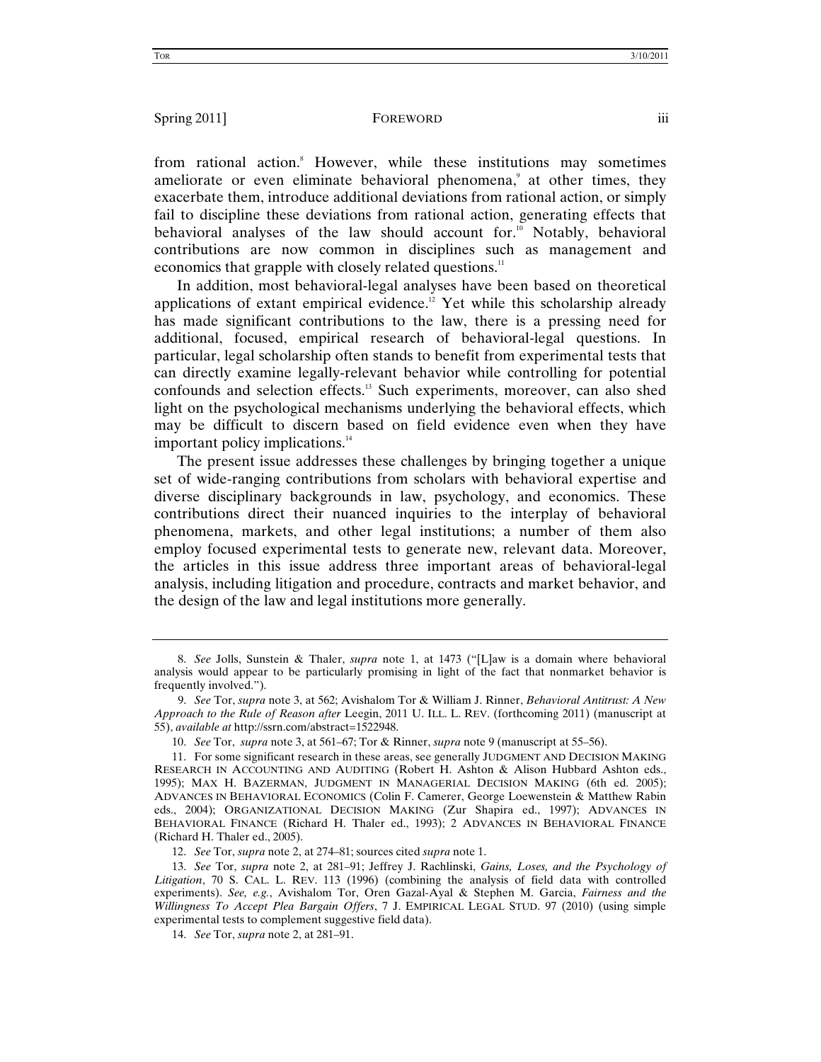from rational action.[8] However, while these institutions may sometimes ameliorate or even eliminate behavioral phenomena,[9] at other times, they exacerbate them, introduce additional deviations from rational action, or simply fail to discipline these deviations from rational action, generating effects that behavioral analyses of the law should account for.[10] Notably, behavioral contributions are now common in disciplines such as management and economics that grapple with closely related questions.[11]

In addition, most behavioral-legal analyses have been based on theoretical applications of extant empirical evidence.[12] Yet while this scholarship already has made significant contributions to the law, there is a pressing need for additional, focused, empirical research of behavioral-legal questions. In particular, legal scholarship often stands to benefit from experimental tests that can directly examine legally-relevant behavior while controlling for potential confounds and selection effects.[13] Such experiments, moreover, can also shed light on the psychological mechanisms underlying the behavioral effects, which may be difficult to discern based on field evidence even when they have important policy implications.[14]

The present issue addresses these challenges by bringing together a unique set of wide-ranging contributions from scholars with behavioral expertise and diverse disciplinary backgrounds in law, psychology, and economics. These contributions direct their nuanced inquiries to the interplay of behavioral phenomena, markets, and other legal institutions; a number of them also employ focused experimental tests to generate new, relevant data. Moreover, the articles in this issue address three important areas of behavioral-legal analysis, including litigation and procedure, contracts and market behavior, and the design of the law and legal institutions more generally.

---

8. *See* Jolls, Sunstein & Thaler, *supra* note 1, at 1473 ("[L]aw is a domain where behavioral analysis would appear to be particularly promising in light of the fact that nonmarket behavior is frequently involved.").

9. *See* Tor, *supra* note 3, at 562; Avishalom Tor & William J. Rinner, *Behavioral Antitrust: A New Approach to the Rule of Reason after* Leegin, 2011 U. ILL. L. REV. (forthcoming 2011) (manuscript at 55), *available at* http://ssrn.com/abstract=1522948.

10. *See* Tor, *supra* note 3, at 561–67; Tor & Rinner, *supra* note 9 (manuscript at 55–56).

11. For some significant research in these areas, see generally JUDGMENT AND DECISION MAKING RESEARCH IN ACCOUNTING AND AUDITING (Robert H. Ashton & Alison Hubbard Ashton eds., 1995); MAX H. BAZERMAN, JUDGMENT IN MANAGERIAL DECISION MAKING (6th ed. 2005); ADVANCES IN BEHAVIORAL ECONOMICS (Colin F. Camerer, George Loewenstein & Matthew Rabin eds., 2004); ORGANIZATIONAL DECISION MAKING (Zur Shapira ed., 1997); ADVANCES IN BEHAVIORAL FINANCE (Richard H. Thaler ed., 1993); 2 ADVANCES IN BEHAVIORAL FINANCE (Richard H. Thaler ed., 2005).

12. *See* Tor, *supra* note 2, at 274–81; sources cited *supra* note 1.

13. *See* Tor, *supra* note 2, at 281–91; Jeffrey J. Rachlinski, *Gains, Loses, and the Psychology of Litigation*, 70 S. CAL. L. REV. 113 (1996) (combining the analysis of field data with controlled experiments). *See, e.g.*, Avishalom Tor, Oren Gazal-Ayal & Stephen M. Garcia, *Fairness and the Willingness To Accept Plea Bargain Offers*, 7 J. EMPIRICAL LEGAL STUD. 97 (2010) (using simple experimental tests to complement suggestive field data).

14. *See* Tor, *supra* note 2, at 281–91.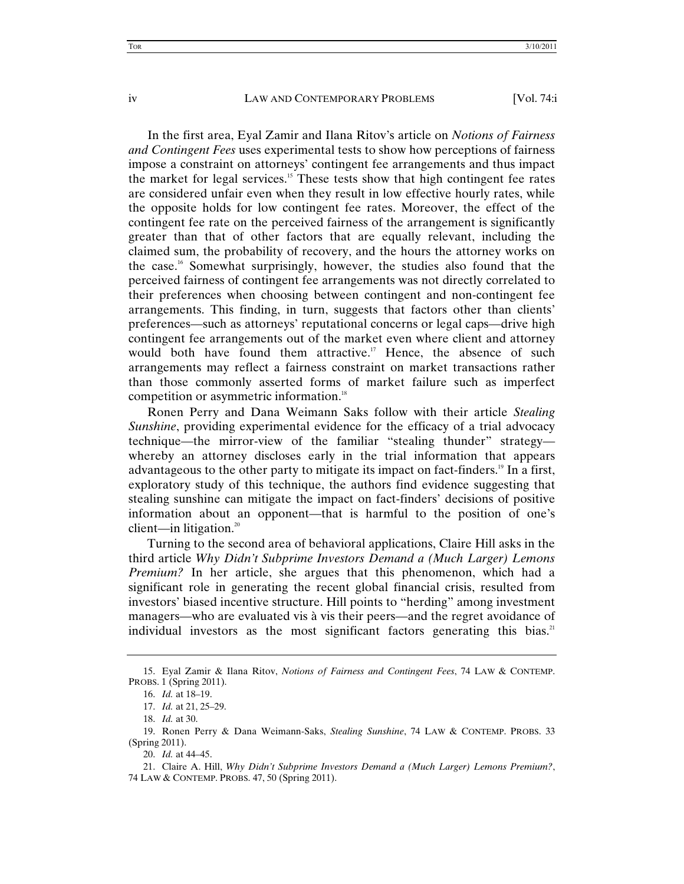In the first area, Eyal Zamir and Ilana Ritov's article on *Notions of Fairness and Contingent Fees* uses experimental tests to show how perceptions of fairness impose a constraint on attorneys' contingent fee arrangements and thus impact the market for legal services.[15] These tests show that high contingent fee rates are considered unfair even when they result in low effective hourly rates, while the opposite holds for low contingent fee rates. Moreover, the effect of the contingent fee rate on the perceived fairness of the arrangement is significantly greater than that of other factors that are equally relevant, including the claimed sum, the probability of recovery, and the hours the attorney works on the case.[16] Somewhat surprisingly, however, the studies also found that the perceived fairness of contingent fee arrangements was not directly correlated to their preferences when choosing between contingent and non-contingent fee arrangements. This finding, in turn, suggests that factors other than clients' preferences—such as attorneys' reputational concerns or legal caps—drive high contingent fee arrangements out of the market even where client and attorney would both have found them attractive.[17] Hence, the absence of such arrangements may reflect a fairness constraint on market transactions rather than those commonly asserted forms of market failure such as imperfect competition or asymmetric information.[18]

Ronen Perry and Dana Weimann Saks follow with their article *Stealing Sunshine*, providing experimental evidence for the efficacy of a trial advocacy technique—the mirror-view of the familiar "stealing thunder" strategy—whereby an attorney discloses early in the trial information that appears advantageous to the other party to mitigate its impact on fact-finders.[19] In a first, exploratory study of this technique, the authors find evidence suggesting that stealing sunshine can mitigate the impact on fact-finders' decisions of positive information about an opponent—that is harmful to the position of one's client—in litigation.[20]

Turning to the second area of behavioral applications, Claire Hill asks in the third article *Why Didn't Subprime Investors Demand a (Much Larger) Lemons Premium?* In her article, she argues that this phenomenon, which had a significant role in generating the recent global financial crisis, resulted from investors' biased incentive structure. Hill points to "herding" among investment managers—who are evaluated vis à vis their peers—and the regret avoidance of individual investors as the most significant factors generating this bias.[21]

---

15. Eyal Zamir & Ilana Ritov, *Notions of Fairness and Contingent Fees*, 74 LAW & CONTEMP. PROBS. 1 (Spring 2011).

16. *Id.* at 18–19.

17. *Id.* at 21, 25–29.

18. *Id.* at 30.

19. Ronen Perry & Dana Weimann-Saks, *Stealing Sunshine*, 74 LAW & CONTEMP. PROBS. 33 (Spring 2011).

20. *Id.* at 44–45.

21. Claire A. Hill, *Why Didn't Subprime Investors Demand a (Much Larger) Lemons Premium?*, 74 LAW & CONTEMP. PROBS. 47, 50 (Spring 2011).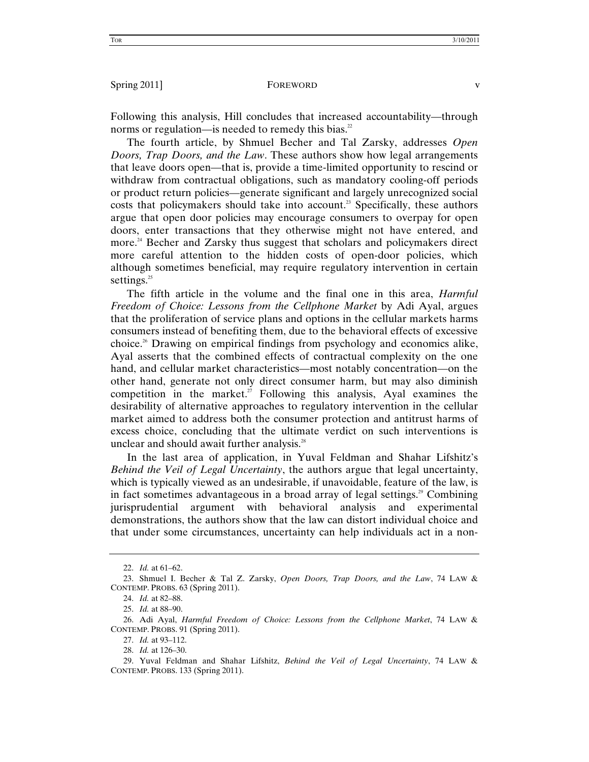Following this analysis, Hill concludes that increased accountability—through norms or regulation—is needed to remedy this bias.[22]

The fourth article, by Shmuel Becher and Tal Zarsky, addresses *Open Doors, Trap Doors, and the Law*. These authors show how legal arrangements that leave doors open—that is, provide a time-limited opportunity to rescind or withdraw from contractual obligations, such as mandatory cooling-off periods or product return policies—generate significant and largely unrecognized social costs that policymakers should take into account.[23] Specifically, these authors argue that open door policies may encourage consumers to overpay for open doors, enter transactions that they otherwise might not have entered, and more.[24] Becher and Zarsky thus suggest that scholars and policymakers direct more careful attention to the hidden costs of open-door policies, which although sometimes beneficial, may require regulatory intervention in certain settings.[25]

The fifth article in the volume and the final one in this area, *Harmful Freedom of Choice: Lessons from the Cellphone Market* by Adi Ayal, argues that the proliferation of service plans and options in the cellular markets harms consumers instead of benefiting them, due to the behavioral effects of excessive choice.[26] Drawing on empirical findings from psychology and economics alike, Ayal asserts that the combined effects of contractual complexity on the one hand, and cellular market characteristics—most notably concentration—on the other hand, generate not only direct consumer harm, but may also diminish competition in the market.[27] Following this analysis, Ayal examines the desirability of alternative approaches to regulatory intervention in the cellular market aimed to address both the consumer protection and antitrust harms of excess choice, concluding that the ultimate verdict on such interventions is unclear and should await further analysis.[28]

In the last area of application, in Yuval Feldman and Shahar Lifshitz's *Behind the Veil of Legal Uncertainty*, the authors argue that legal uncertainty, which is typically viewed as an undesirable, if unavoidable, feature of the law, is in fact sometimes advantageous in a broad array of legal settings.[29] Combining jurisprudential argument with behavioral analysis and experimental demonstrations, the authors show that the law can distort individual choice and that under some circumstances, uncertainty can help individuals act in a non-

---

22. *Id.* at 61–62.

23. Shmuel I. Becher & Tal Z. Zarsky, *Open Doors, Trap Doors, and the Law*, 74 LAW & CONTEMP. PROBS. 63 (Spring 2011).

24. *Id.* at 82–88.

25. *Id.* at 88–90.

26. Adi Ayal, *Harmful Freedom of Choice: Lessons from the Cellphone Market*, 74 LAW & CONTEMP. PROBS. 91 (Spring 2011).

27. *Id.* at 93–112.

28. *Id.* at 126–30.

29. Yuval Feldman and Shahar Lifshitz, *Behind the Veil of Legal Uncertainty*, 74 LAW & CONTEMP. PROBS. 133 (Spring 2011).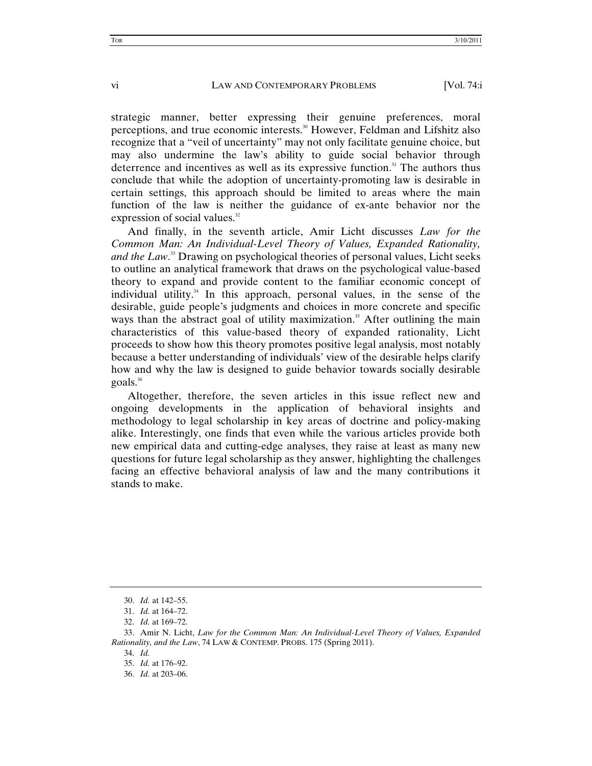strategic manner, better expressing their genuine preferences, moral perceptions, and true economic interests.[30] However, Feldman and Lifshitz also recognize that a "veil of uncertainty" may not only facilitate genuine choice, but may also undermine the law's ability to guide social behavior through deterrence and incentives as well as its expressive function.[31] The authors thus conclude that while the adoption of uncertainty-promoting law is desirable in certain settings, this approach should be limited to areas where the main function of the law is neither the guidance of ex-ante behavior nor the expression of social values.[32]

And finally, in the seventh article, Amir Licht discusses *Law for the Common Man: An Individual-Level Theory of Values, Expanded Rationality, and the Law*.[33] Drawing on psychological theories of personal values, Licht seeks to outline an analytical framework that draws on the psychological value-based theory to expand and provide content to the familiar economic concept of individual utility.[34] In this approach, personal values, in the sense of the desirable, guide people's judgments and choices in more concrete and specific ways than the abstract goal of utility maximization.[35] After outlining the main characteristics of this value-based theory of expanded rationality, Licht proceeds to show how this theory promotes positive legal analysis, most notably because a better understanding of individuals' view of the desirable helps clarify how and why the law is designed to guide behavior towards socially desirable goals.[36]

Altogether, therefore, the seven articles in this issue reflect new and ongoing developments in the application of behavioral insights and methodology to legal scholarship in key areas of doctrine and policy-making alike. Interestingly, one finds that even while the various articles provide both new empirical data and cutting-edge analyses, they raise at least as many new questions for future legal scholarship as they answer, highlighting the challenges facing an effective behavioral analysis of law and the many contributions it stands to make.

---

30. *Id.* at 142–55.

31. *Id.* at 164–72.

32. *Id.* at 169–72.

33. Amir N. Licht, *Law for the Common Man: An Individual-Level Theory of Values, Expanded Rationality, and the Law*, 74 LAW & CONTEMP. PROBS. 175 (Spring 2011).

34. *Id.*

35. *Id.* at 176–92.

36. *Id.* at 203–06.